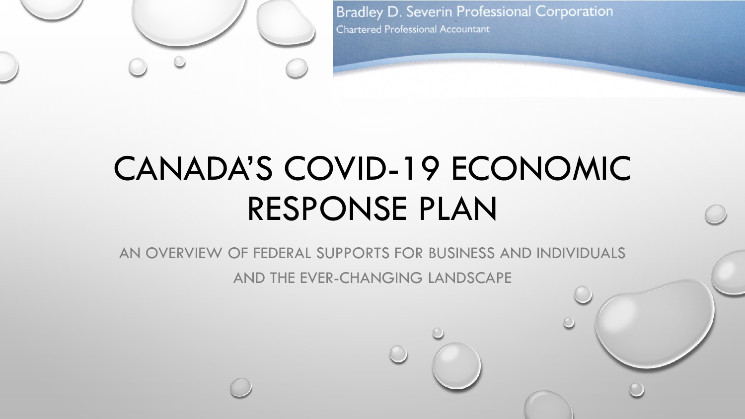Bradley D. Severin Professional Corporation

Chartered Professional Accountant

# CANADA'S COVID-19 ECONOMIC RESPONSE PLAN

AN OVERVIEW OF FEDERAL SUPPORTS FOR BUSINESS AND INDIVIDUALS AND THE EVER-CHANGING LANDSCAPE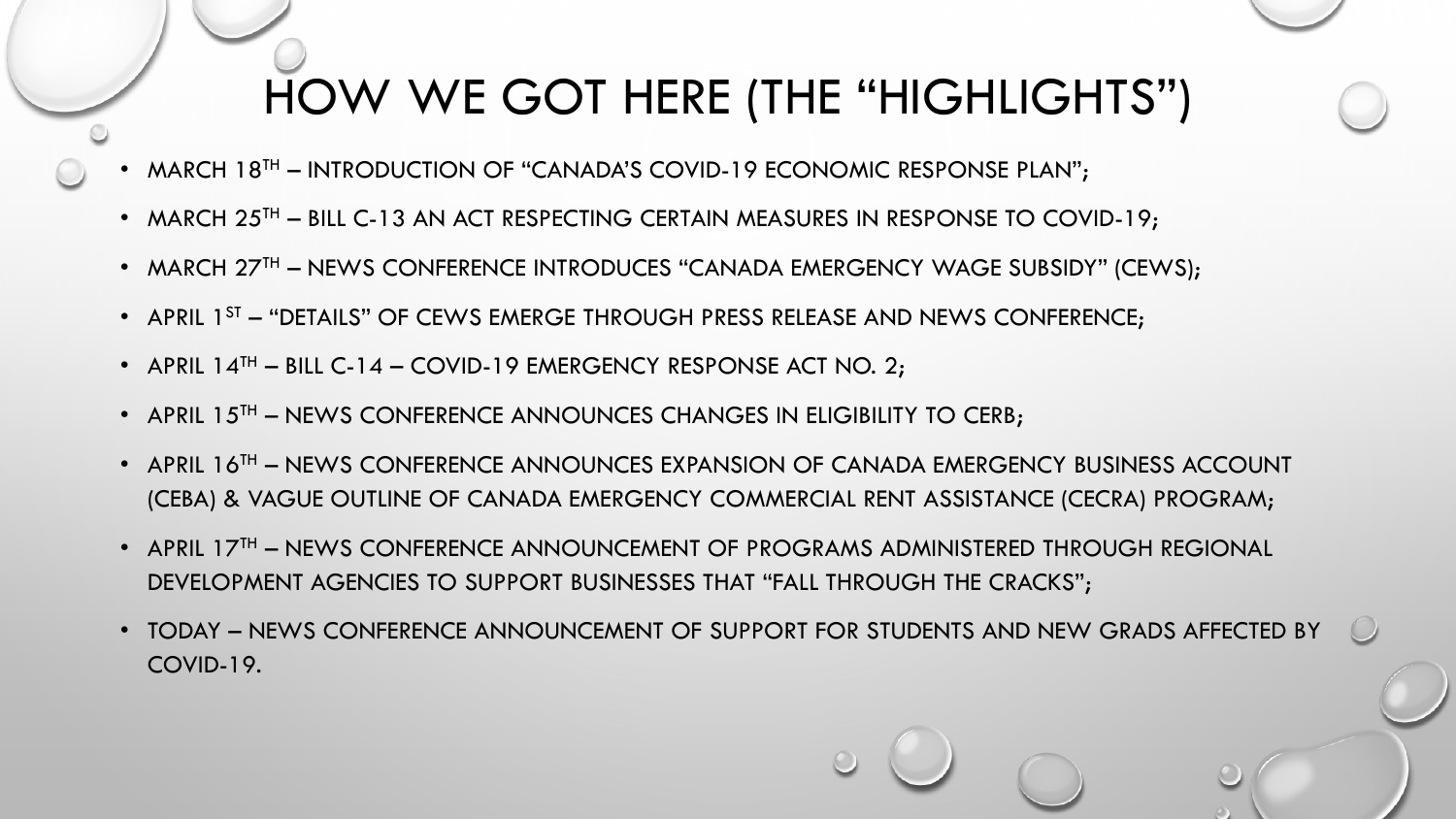# HOW WE GOT HERE (THE "HIGHLIGHTS")

- MARCH 18TH – INTRODUCTION OF "CANADA'S COVID-19 ECONOMIC RESPONSE PLAN";
- MARCH 25TH – BILL C-13 AN ACT RESPECTING CERTAIN MEASURES IN RESPONSE TO COVID-19;
- MARCH 27TH – NEWS CONFERENCE INTRODUCES "CANADA EMERGENCY WAGE SUBSIDY" (CEWS);
- APRIL 1ST – "DETAILS" OF CEWS EMERGE THROUGH PRESS RELEASE AND NEWS CONFERENCE;
- APRIL 14TH – BILL C-14 – COVID-19 EMERGENCY RESPONSE ACT NO. 2;
- APRIL 15TH – NEWS CONFERENCE ANNOUNCES CHANGES IN ELIGIBILITY TO CERB;
- APRIL 16TH – NEWS CONFERENCE ANNOUNCES EXPANSION OF CANADA EMERGENCY BUSINESS ACCOUNT (CEBA) & VAGUE OUTLINE OF CANADA EMERGENCY COMMERCIAL RENT ASSISTANCE (CECRA) PROGRAM;
- APRIL 17TH – NEWS CONFERENCE ANNOUNCEMENT OF PROGRAMS ADMINISTERED THROUGH REGIONAL DEVELOPMENT AGENCIES TO SUPPORT BUSINESSES THAT "FALL THROUGH THE CRACKS";
- TODAY – NEWS CONFERENCE ANNOUNCEMENT OF SUPPORT FOR STUDENTS AND NEW GRADS AFFECTED BY COVID-19.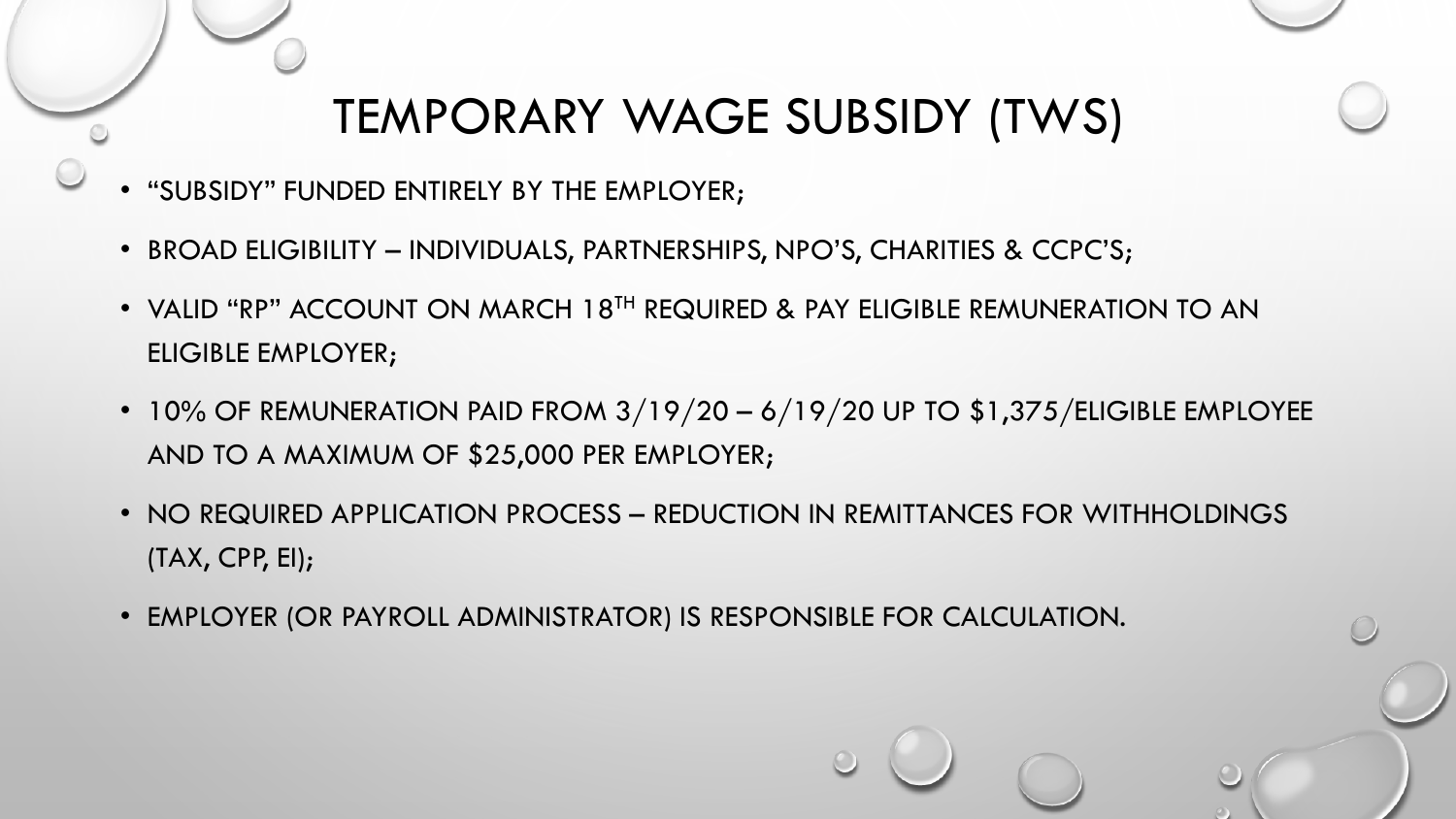# TEMPORARY WAGE SUBSIDY (TWS)

- "SUBSIDY" FUNDED ENTIRELY BY THE EMPLOYER;
- BROAD ELIGIBILITY – INDIVIDUALS, PARTNERSHIPS, NPO'S, CHARITIES & CCPC'S;
- VALID "RP" ACCOUNT ON MARCH 18TH REQUIRED & PAY ELIGIBLE REMUNERATION TO AN ELIGIBLE EMPLOYER;
- 10% OF REMUNERATION PAID FROM 3/19/20 – 6/19/20 UP TO $1,375/ELIGIBLE EMPLOYEE AND TO A MAXIMUM OF $25,000 PER EMPLOYER;
- NO REQUIRED APPLICATION PROCESS – REDUCTION IN REMITTANCES FOR WITHHOLDINGS (TAX, CPP, EI);
- EMPLOYER (OR PAYROLL ADMINISTRATOR) IS RESPONSIBLE FOR CALCULATION.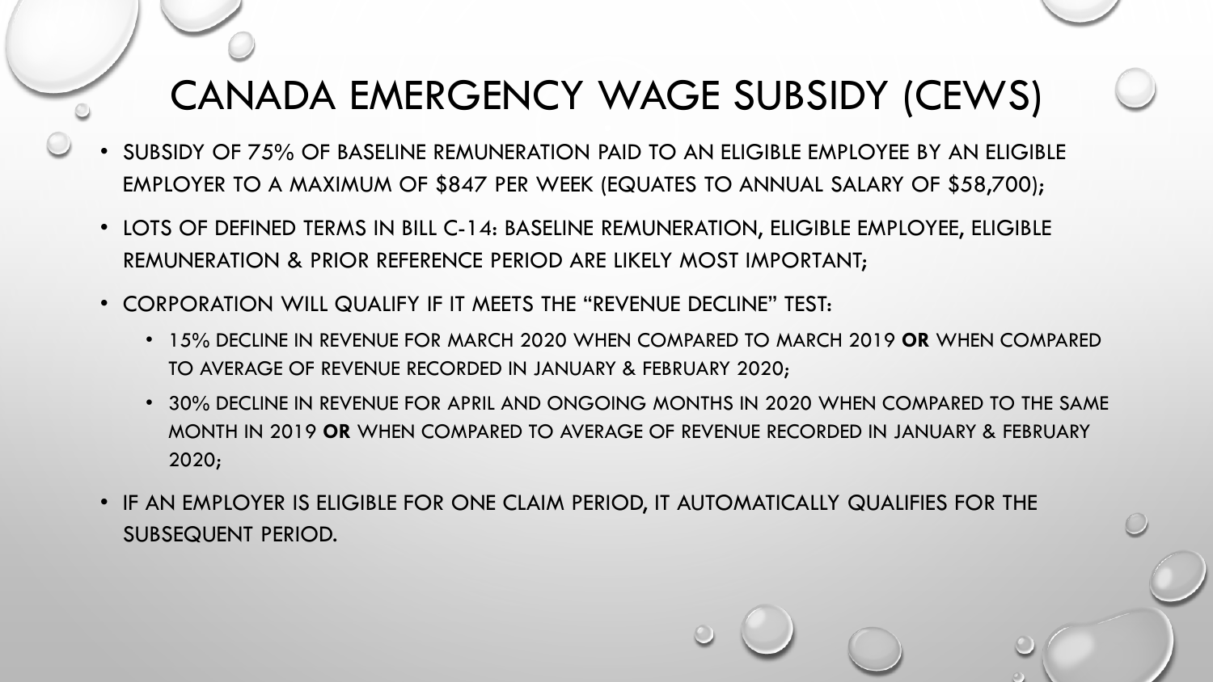# CANADA EMERGENCY WAGE SUBSIDY (CEWS)

- SUBSIDY OF 75% OF BASELINE REMUNERATION PAID TO AN ELIGIBLE EMPLOYEE BY AN ELIGIBLE EMPLOYER TO A MAXIMUM OF $847 PER WEEK (EQUATES TO ANNUAL SALARY OF $58,700);
- LOTS OF DEFINED TERMS IN BILL C-14: BASELINE REMUNERATION, ELIGIBLE EMPLOYEE, ELIGIBLE REMUNERATION & PRIOR REFERENCE PERIOD ARE LIKELY MOST IMPORTANT;
- CORPORATION WILL QUALIFY IF IT MEETS THE "REVENUE DECLINE" TEST:
  - 15% DECLINE IN REVENUE FOR MARCH 2020 WHEN COMPARED TO MARCH 2019 **OR** WHEN COMPARED TO AVERAGE OF REVENUE RECORDED IN JANUARY & FEBRUARY 2020;
  - 30% DECLINE IN REVENUE FOR APRIL AND ONGOING MONTHS IN 2020 WHEN COMPARED TO THE SAME MONTH IN 2019 **OR** WHEN COMPARED TO AVERAGE OF REVENUE RECORDED IN JANUARY & FEBRUARY 2020;
- IF AN EMPLOYER IS ELIGIBLE FOR ONE CLAIM PERIOD, IT AUTOMATICALLY QUALIFIES FOR THE SUBSEQUENT PERIOD.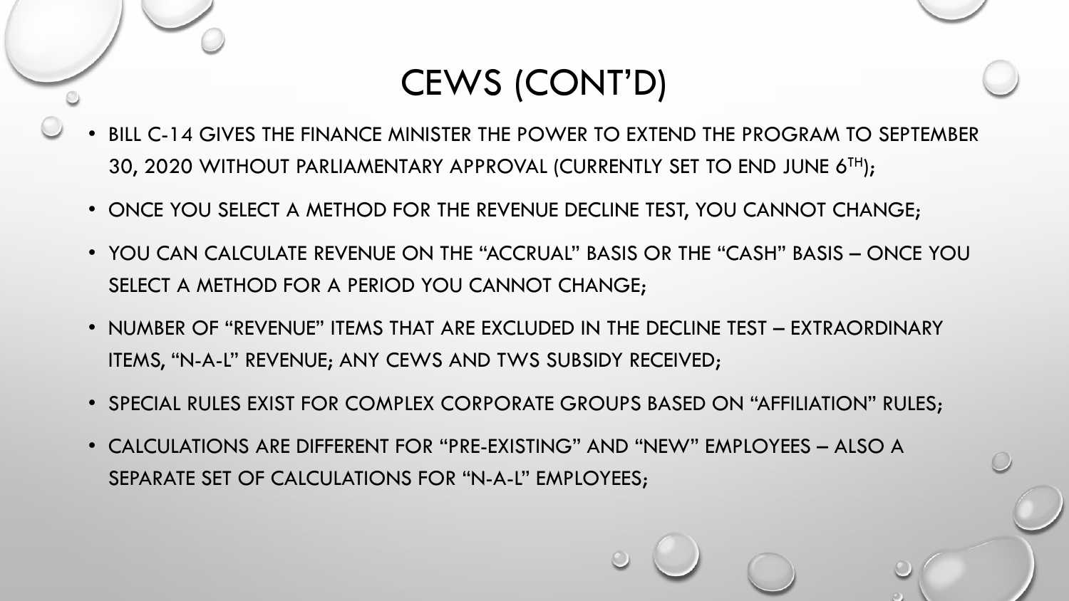# CEWS (CONT'D)

- BILL C-14 GIVES THE FINANCE MINISTER THE POWER TO EXTEND THE PROGRAM TO SEPTEMBER 30, 2020 WITHOUT PARLIAMENTARY APPROVAL (CURRENTLY SET TO END JUNE 6TH);
- ONCE YOU SELECT A METHOD FOR THE REVENUE DECLINE TEST, YOU CANNOT CHANGE;
- YOU CAN CALCULATE REVENUE ON THE "ACCRUAL" BASIS OR THE "CASH" BASIS – ONCE YOU SELECT A METHOD FOR A PERIOD YOU CANNOT CHANGE;
- NUMBER OF "REVENUE" ITEMS THAT ARE EXCLUDED IN THE DECLINE TEST – EXTRAORDINARY ITEMS, "N-A-L" REVENUE; ANY CEWS AND TWS SUBSIDY RECEIVED;
- SPECIAL RULES EXIST FOR COMPLEX CORPORATE GROUPS BASED ON "AFFILIATION" RULES;
- CALCULATIONS ARE DIFFERENT FOR "PRE-EXISTING" AND "NEW" EMPLOYEES – ALSO A SEPARATE SET OF CALCULATIONS FOR "N-A-L" EMPLOYEES;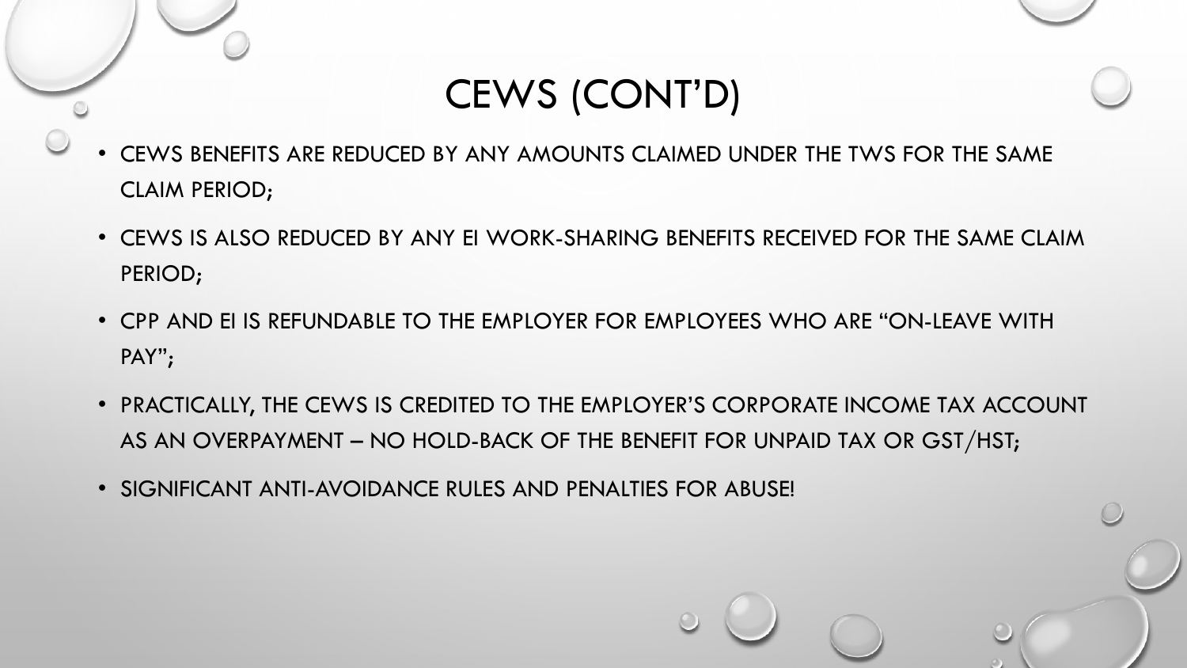# CEWS (CONT'D)

- CEWS BENEFITS ARE REDUCED BY ANY AMOUNTS CLAIMED UNDER THE TWS FOR THE SAME CLAIM PERIOD;
- CEWS IS ALSO REDUCED BY ANY EI WORK-SHARING BENEFITS RECEIVED FOR THE SAME CLAIM PERIOD;
- CPP AND EI IS REFUNDABLE TO THE EMPLOYER FOR EMPLOYEES WHO ARE "ON-LEAVE WITH PAY";
- PRACTICALLY, THE CEWS IS CREDITED TO THE EMPLOYER'S CORPORATE INCOME TAX ACCOUNT AS AN OVERPAYMENT – NO HOLD-BACK OF THE BENEFIT FOR UNPAID TAX OR GST/HST;
- SIGNIFICANT ANTI-AVOIDANCE RULES AND PENALTIES FOR ABUSE!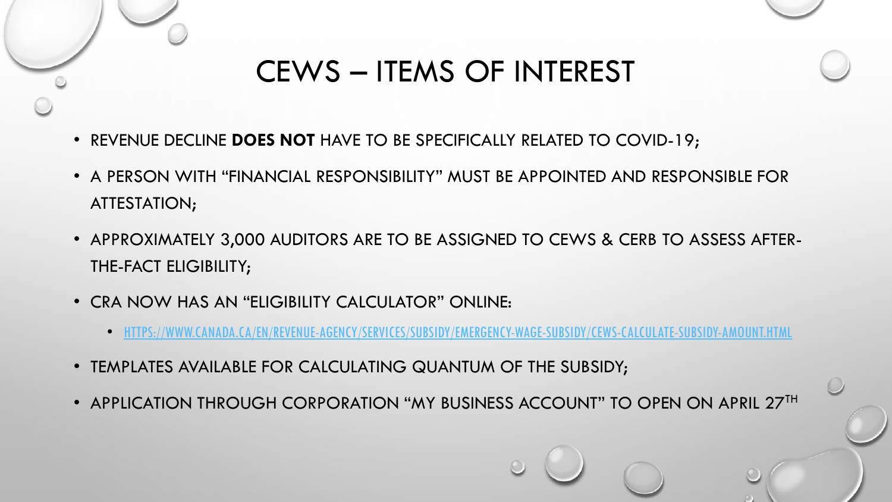# CEWS – ITEMS OF INTEREST

- REVENUE DECLINE **DOES NOT** HAVE TO BE SPECIFICALLY RELATED TO COVID-19;
- A PERSON WITH "FINANCIAL RESPONSIBILITY" MUST BE APPOINTED AND RESPONSIBLE FOR ATTESTATION;
- APPROXIMATELY 3,000 AUDITORS ARE TO BE ASSIGNED TO CEWS & CERB TO ASSESS AFTER-THE-FACT ELIGIBILITY;
- CRA NOW HAS AN "ELIGIBILITY CALCULATOR" ONLINE:
  - [HTTPS://WWW.CANADA.CA/EN/REVENUE-AGENCY/SERVICES/SUBSIDY/EMERGENCY-WAGE-SUBSIDY/CEWS-CALCULATE-SUBSIDY-AMOUNT.HTML](https://www.canada.ca/en/revenue-agency/services/subsidy/emergency-wage-subsidy/cews-calculate-subsidy-amount.html)
- TEMPLATES AVAILABLE FOR CALCULATING QUANTUM OF THE SUBSIDY;
- APPLICATION THROUGH CORPORATION "MY BUSINESS ACCOUNT" TO OPEN ON APRIL 27TH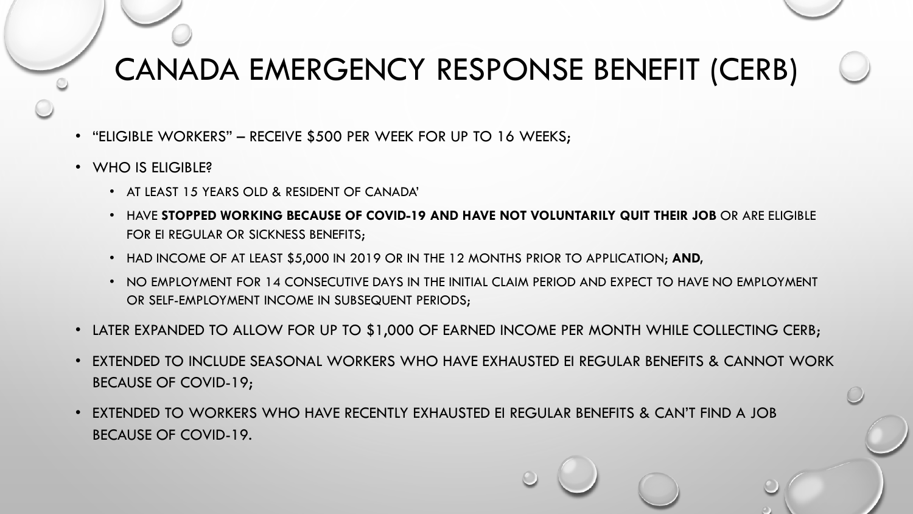# CANADA EMERGENCY RESPONSE BENEFIT (CERB)

- "ELIGIBLE WORKERS" – RECEIVE $500 PER WEEK FOR UP TO 16 WEEKS;
- WHO IS ELIGIBLE?
  - AT LEAST 15 YEARS OLD & RESIDENT OF CANADA'
  - HAVE **STOPPED WORKING BECAUSE OF COVID-19 AND HAVE NOT VOLUNTARILY QUIT THEIR JOB** OR ARE ELIGIBLE FOR EI REGULAR OR SICKNESS BENEFITS;
  - HAD INCOME OF AT LEAST $5,000 IN 2019 OR IN THE 12 MONTHS PRIOR TO APPLICATION; **AND,**
  - NO EMPLOYMENT FOR 14 CONSECUTIVE DAYS IN THE INITIAL CLAIM PERIOD AND EXPECT TO HAVE NO EMPLOYMENT OR SELF-EMPLOYMENT INCOME IN SUBSEQUENT PERIODS;
- LATER EXPANDED TO ALLOW FOR UP TO $1,000 OF EARNED INCOME PER MONTH WHILE COLLECTING CERB;
- EXTENDED TO INCLUDE SEASONAL WORKERS WHO HAVE EXHAUSTED EI REGULAR BENEFITS & CANNOT WORK BECAUSE OF COVID-19;
- EXTENDED TO WORKERS WHO HAVE RECENTLY EXHAUSTED EI REGULAR BENEFITS & CAN'T FIND A JOB BECAUSE OF COVID-19.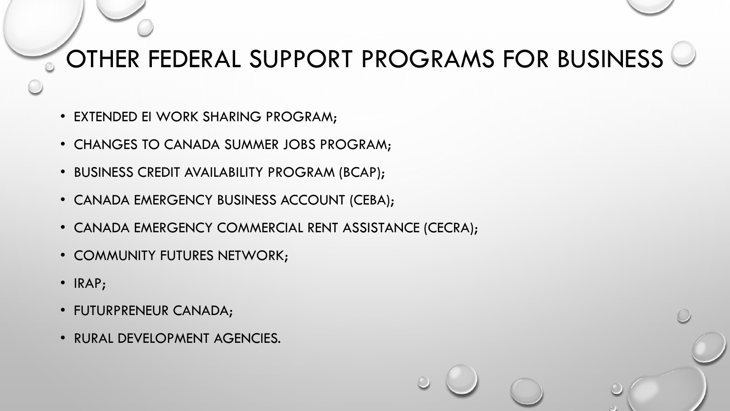# OTHER FEDERAL SUPPORT PROGRAMS FOR BUSINESS

- EXTENDED EI WORK SHARING PROGRAM;
- CHANGES TO CANADA SUMMER JOBS PROGRAM;
- BUSINESS CREDIT AVAILABILITY PROGRAM (BCAP);
- CANADA EMERGENCY BUSINESS ACCOUNT (CEBA);
- CANADA EMERGENCY COMMERCIAL RENT ASSISTANCE (CECRA);
- COMMUNITY FUTURES NETWORK;
- IRAP;
- FUTURPRENEUR CANADA;
- RURAL DEVELOPMENT AGENCIES.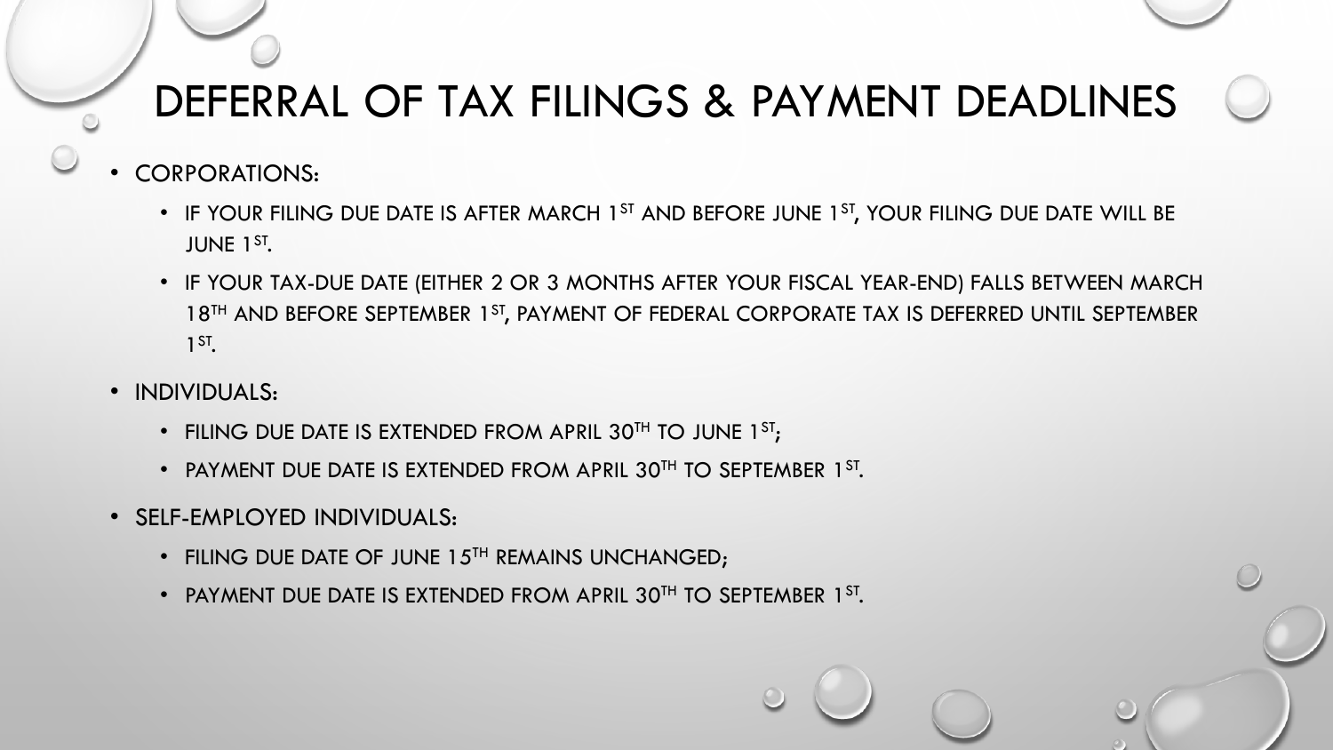# DEFERRAL OF TAX FILINGS & PAYMENT DEADLINES

- CORPORATIONS:
  - IF YOUR FILING DUE DATE IS AFTER MARCH 1ST AND BEFORE JUNE 1ST, YOUR FILING DUE DATE WILL BE JUNE 1ST.
  - IF YOUR TAX-DUE DATE (EITHER 2 OR 3 MONTHS AFTER YOUR FISCAL YEAR-END) FALLS BETWEEN MARCH 18TH AND BEFORE SEPTEMBER 1ST, PAYMENT OF FEDERAL CORPORATE TAX IS DEFERRED UNTIL SEPTEMBER 1ST.
- INDIVIDUALS:
  - FILING DUE DATE IS EXTENDED FROM APRIL 30TH TO JUNE 1ST;
  - PAYMENT DUE DATE IS EXTENDED FROM APRIL 30TH TO SEPTEMBER 1ST.
- SELF-EMPLOYED INDIVIDUALS:
  - FILING DUE DATE OF JUNE 15TH REMAINS UNCHANGED;
  - PAYMENT DUE DATE IS EXTENDED FROM APRIL 30TH TO SEPTEMBER 1ST.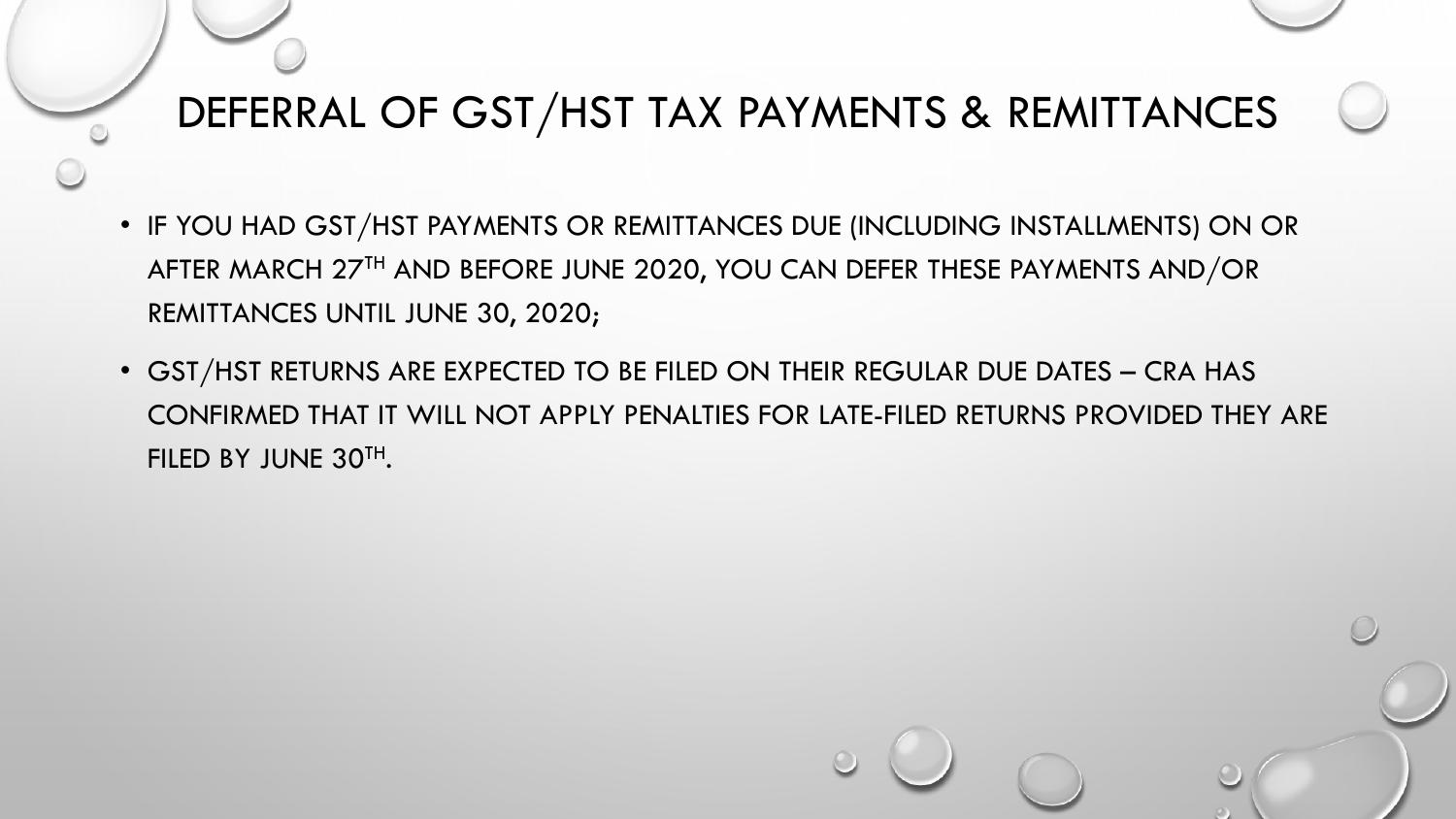# DEFERRAL OF GST/HST TAX PAYMENTS & REMITTANCES

- IF YOU HAD GST/HST PAYMENTS OR REMITTANCES DUE (INCLUDING INSTALLMENTS) ON OR AFTER MARCH 27TH AND BEFORE JUNE 2020, YOU CAN DEFER THESE PAYMENTS AND/OR REMITTANCES UNTIL JUNE 30, 2020;
- GST/HST RETURNS ARE EXPECTED TO BE FILED ON THEIR REGULAR DUE DATES – CRA HAS CONFIRMED THAT IT WILL NOT APPLY PENALTIES FOR LATE-FILED RETURNS PROVIDED THEY ARE FILED BY JUNE 30TH.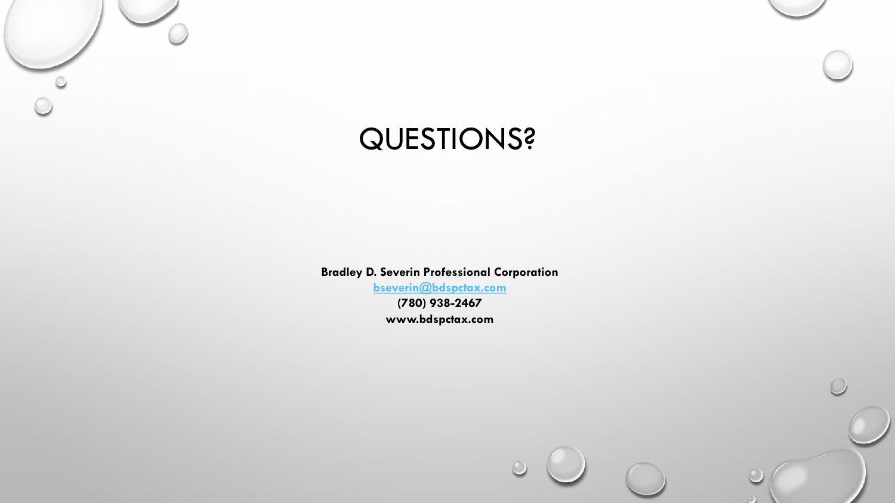# QUESTIONS?

**Bradley D. Severin Professional Corporation**
**bseverin@bdspctax.com**
**(780) 938-2467**
**www.bdspctax.com**